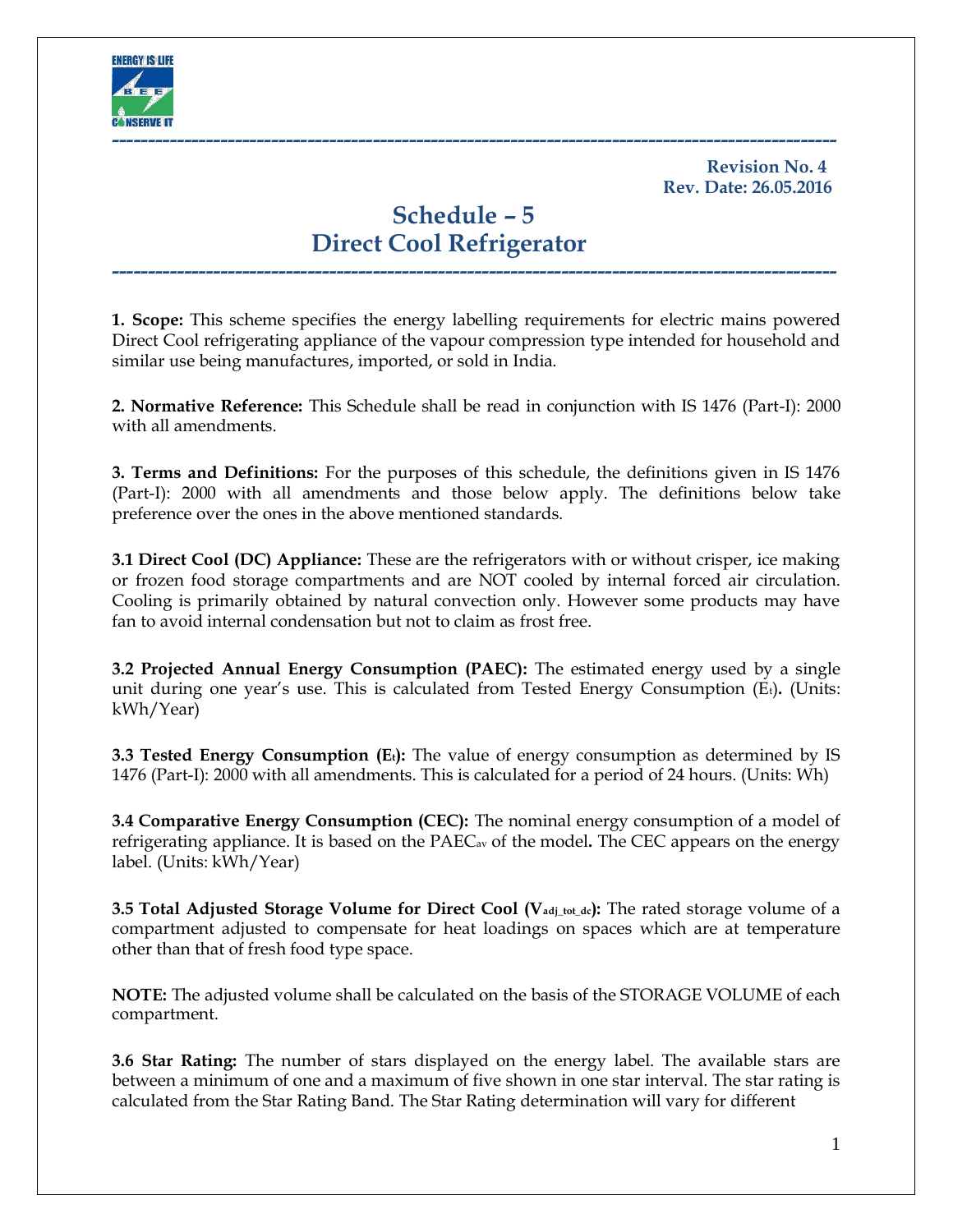**Revision No. 4**
**Rev. Date: 26.05.2016**

# Schedule – 5
# Direct Cool Refrigerator

**1. Scope:** This scheme specifies the energy labelling requirements for electric mains powered Direct Cool refrigerating appliance of the vapour compression type intended for household and similar use being manufactures, imported, or sold in India.

**2. Normative Reference:** This Schedule shall be read in conjunction with IS 1476 (Part-I): 2000 with all amendments.

**3. Terms and Definitions:** For the purposes of this schedule, the definitions given in IS 1476 (Part-I): 2000 with all amendments and those below apply. The definitions below take preference over the ones in the above mentioned standards.

**3.1 Direct Cool (DC) Appliance:** These are the refrigerators with or without crisper, ice making or frozen food storage compartments and are NOT cooled by internal forced air circulation. Cooling is primarily obtained by natural convection only. However some products may have fan to avoid internal condensation but not to claim as frost free.

**3.2 Projected Annual Energy Consumption (PAEC):** The estimated energy used by a single unit during one year's use. This is calculated from Tested Energy Consumption ($E_t$). (Units: kWh/Year)

**3.3 Tested Energy Consumption ($E_t$):** The value of energy consumption as determined by IS 1476 (Part-I): 2000 with all amendments. This is calculated for a period of 24 hours. (Units: Wh)

**3.4 Comparative Energy Consumption (CEC):** The nominal energy consumption of a model of refrigerating appliance. It is based on the $PAEC_{av}$ of the model. The CEC appears on the energy label. (Units: kWh/Year)

**3.5 Total Adjusted Storage Volume for Direct Cool ($V_{adj\_tot\_dc}$):** The rated storage volume of a compartment adjusted to compensate for heat loadings on spaces which are at temperature other than that of fresh food type space.

**NOTE:** The adjusted volume shall be calculated on the basis of the STORAGE VOLUME of each compartment.

**3.6 Star Rating:** The number of stars displayed on the energy label. The available stars are between a minimum of one and a maximum of five shown in one star interval. The star rating is calculated from the Star Rating Band. The Star Rating determination will vary for different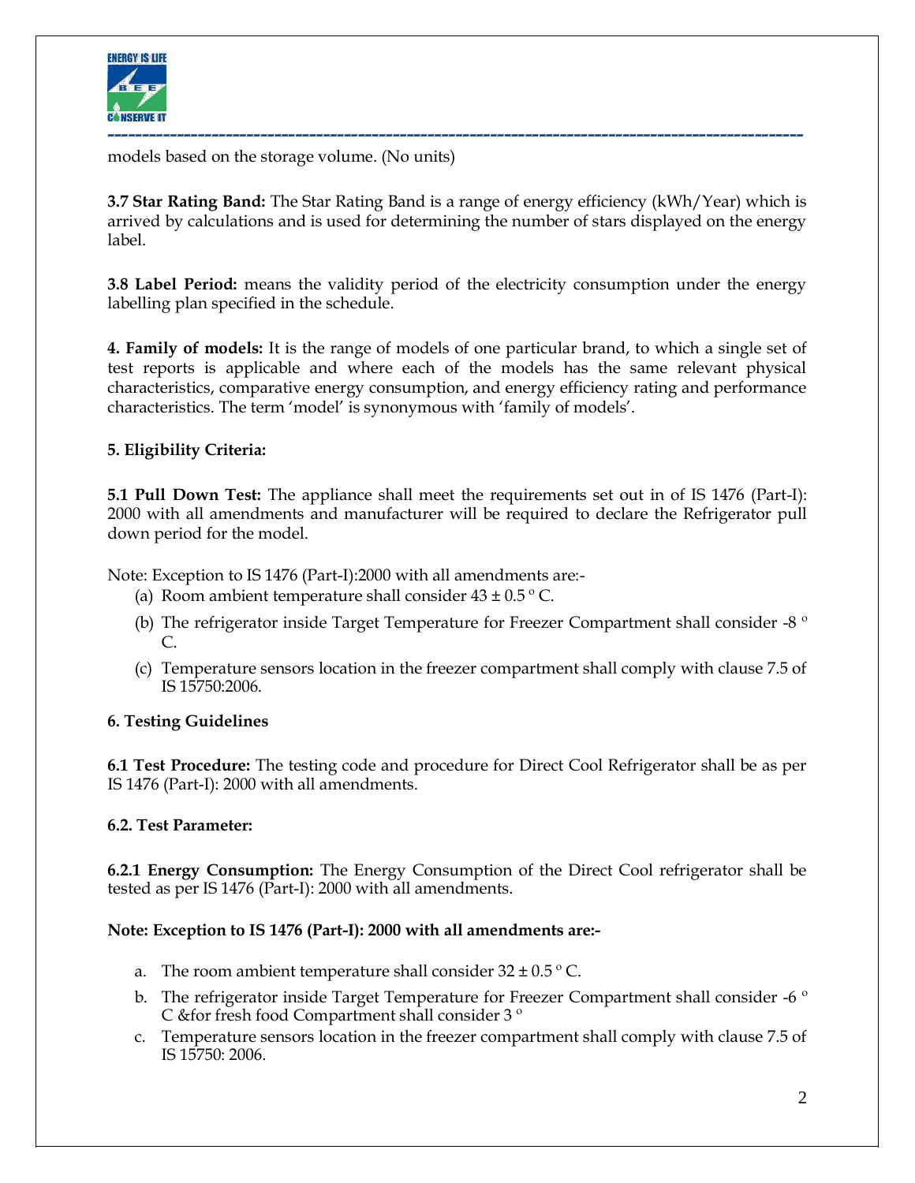models based on the storage volume. (No units)

**3.7 Star Rating Band:** The Star Rating Band is a range of energy efficiency (kWh/Year) which is arrived by calculations and is used for determining the number of stars displayed on the energy label.

**3.8 Label Period:** means the validity period of the electricity consumption under the energy labelling plan specified in the schedule.

**4. Family of models:** It is the range of models of one particular brand, to which a single set of test reports is applicable and where each of the models has the same relevant physical characteristics, comparative energy consumption, and energy efficiency rating and performance characteristics. The term 'model' is synonymous with 'family of models'.

**5. Eligibility Criteria:**

**5.1 Pull Down Test:** The appliance shall meet the requirements set out in of IS 1476 (Part-I): 2000 with all amendments and manufacturer will be required to declare the Refrigerator pull down period for the model.

Note: Exception to IS 1476 (Part-I):2000 with all amendments are:-

(a) Room ambient temperature shall consider 43 ± 0.5 º C.

(b) The refrigerator inside Target Temperature for Freezer Compartment shall consider -8 º C.

(c) Temperature sensors location in the freezer compartment shall comply with clause 7.5 of IS 15750:2006.

**6. Testing Guidelines**

**6.1 Test Procedure:** The testing code and procedure for Direct Cool Refrigerator shall be as per IS 1476 (Part-I): 2000 with all amendments.

**6.2. Test Parameter:**

**6.2.1 Energy Consumption:** The Energy Consumption of the Direct Cool refrigerator shall be tested as per IS 1476 (Part-I): 2000 with all amendments.

**Note: Exception to IS 1476 (Part-I): 2000 with all amendments are:-**

a. The room ambient temperature shall consider 32 ± 0.5 º C.

b. The refrigerator inside Target Temperature for Freezer Compartment shall consider -6 º C &for fresh food Compartment shall consider 3 º

c. Temperature sensors location in the freezer compartment shall comply with clause 7.5 of IS 15750: 2006.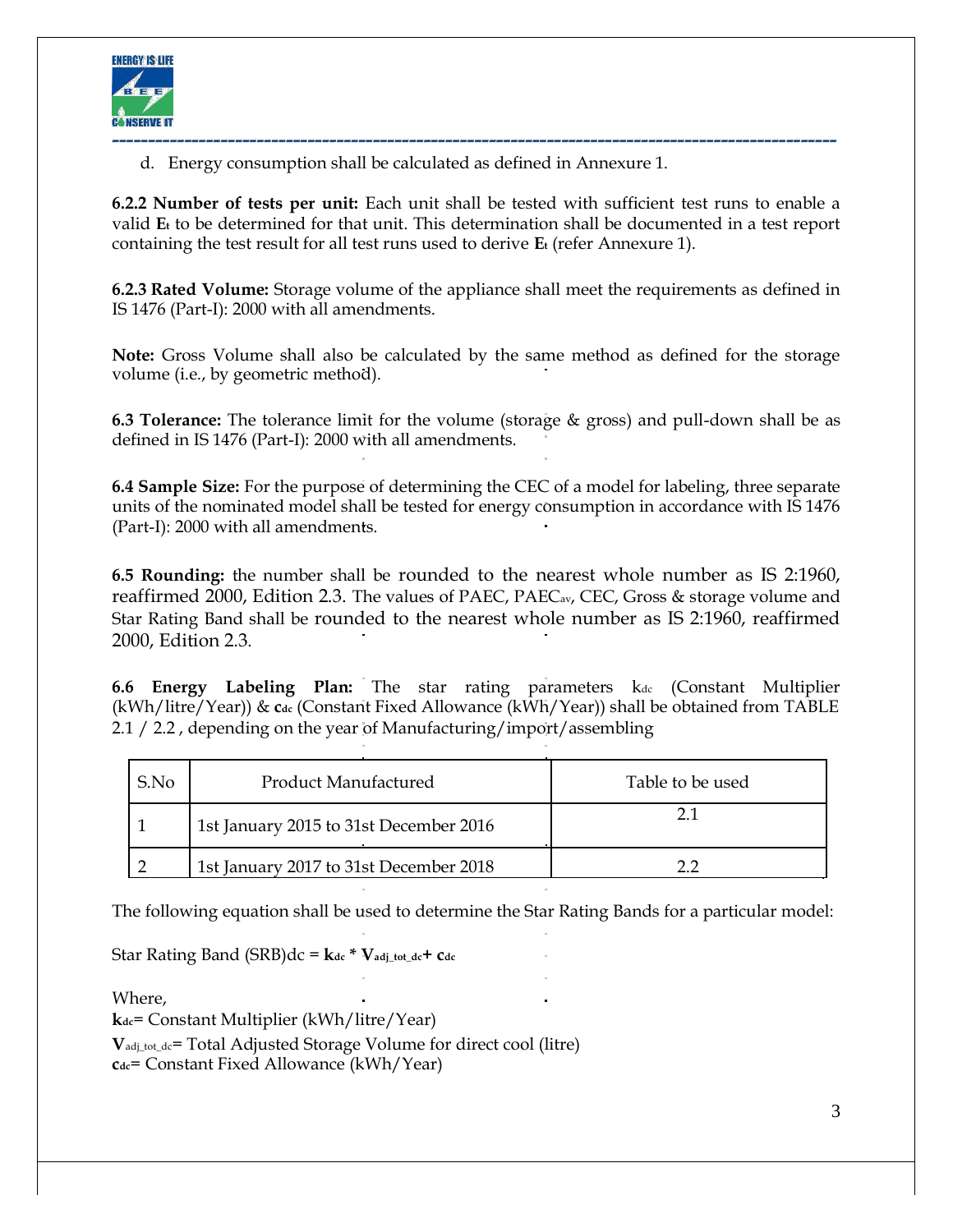d. Energy consumption shall be calculated as defined in Annexure 1.

**6.2.2 Number of tests per unit:** Each unit shall be tested with sufficient test runs to enable a valid $\mathbf{E_t}$ to be determined for that unit. This determination shall be documented in a test report containing the test result for all test runs used to derive $\mathbf{E_t}$ (refer Annexure 1).

**6.2.3 Rated Volume:** Storage volume of the appliance shall meet the requirements as defined in IS 1476 (Part-I): 2000 with all amendments.

**Note:** Gross Volume shall also be calculated by the same method as defined for the storage volume (i.e., by geometric method).

**6.3 Tolerance:** The tolerance limit for the volume (storage & gross) and pull-down shall be as defined in IS 1476 (Part-I): 2000 with all amendments.

**6.4 Sample Size:** For the purpose of determining the CEC of a model for labeling, three separate units of the nominated model shall be tested for energy consumption in accordance with IS 1476 (Part-I): 2000 with all amendments.

**6.5 Rounding:** the number shall be rounded to the nearest whole number as IS 2:1960, reaffirmed 2000, Edition 2.3. The values of PAEC, $PAEC_{av}$, CEC, Gross & storage volume and Star Rating Band shall be rounded to the nearest whole number as IS 2:1960, reaffirmed 2000, Edition 2.3.

**6.6 Energy Labeling Plan:** The star rating parameters $k_{dc}$ (Constant Multiplier (kWh/litre/Year)) & $\mathbf{c_{dc}}$ (Constant Fixed Allowance (kWh/Year)) shall be obtained from TABLE 2.1 / 2.2 , depending on the year of Manufacturing/import/assembling

| S.No | Product Manufactured | Table to be used |
|---|---|---|
| 1 | 1st January 2015 to 31st December 2016 | 2.1 |
| 2 | 1st January 2017 to 31st December 2018 | 2.2 |

The following equation shall be used to determine the Star Rating Bands for a particular model:

Star Rating Band $(SRB)dc = \mathbf{k_{dc}} * \mathbf{V_{adj\_tot\_dc}} + \mathbf{c_{dc}}$

Where,

$\mathbf{k_{dc}}$= Constant Multiplier (kWh/litre/Year)

$\mathbf{V}_{adj\_tot\_dc}$= Total Adjusted Storage Volume for direct cool (litre)

$\mathbf{c_{dc}}$= Constant Fixed Allowance (kWh/Year)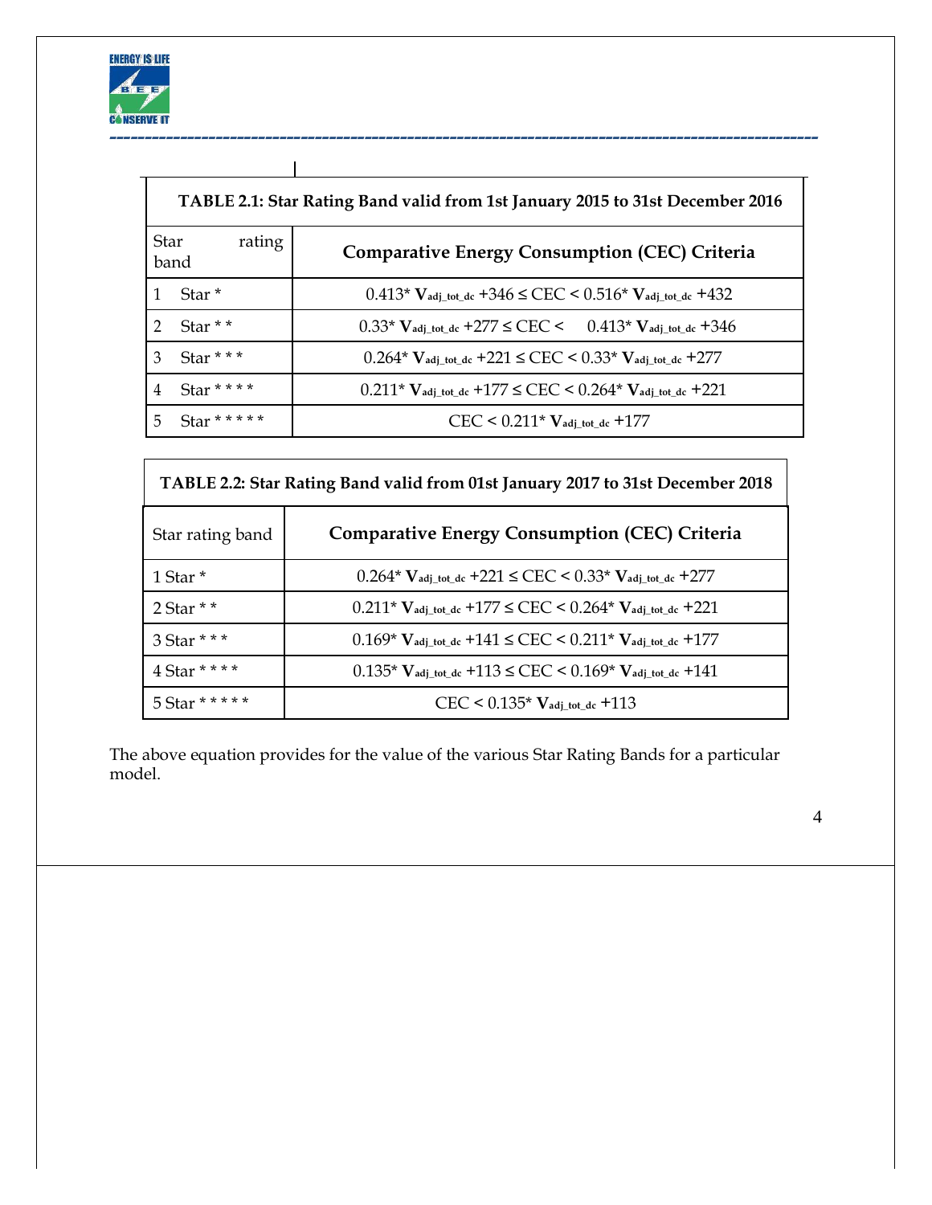| TABLE 2.1: Star Rating Band valid from 1st January 2015 to 31st December 2016 | |
|---|---|
| **Star rating band** | **Comparative Energy Consumption (CEC) Criteria** |
| 1 Star * | $0.413 * \mathbf{V_{adj\_tot\_dc}} + 346 \leq CEC < 0.516 * \mathbf{V_{adj\_tot\_dc}} + 432$ |
| 2 Star * * | $0.33 * \mathbf{V_{adj\_tot\_dc}} + 277 \leq CEC < 0.413 * \mathbf{V_{adj\_tot\_dc}} + 346$ |
| 3 Star * * * | $0.264 * \mathbf{V_{adj\_tot\_dc}} + 221 \leq CEC < 0.33 * \mathbf{V_{adj\_tot\_dc}} + 277$ |
| 4 Star * * * * | $0.211 * \mathbf{V_{adj\_tot\_dc}} + 177 \leq CEC < 0.264 * \mathbf{V_{adj\_tot\_dc}} + 221$ |
| 5 Star * * * * * | $CEC < 0.211 * \mathbf{V_{adj\_tot\_dc}} + 177$ |

| TABLE 2.2: Star Rating Band valid from 01st January 2017 to 31st December 2018 | |
|---|---|
| Star rating band | **Comparative Energy Consumption (CEC) Criteria** |
| 1 Star * | $0.264 * \mathbf{V_{adj\_tot\_dc}} + 221 \leq CEC < 0.33 * \mathbf{V_{adj\_tot\_dc}} + 277$ |
| 2 Star * * | $0.211 * \mathbf{V_{adj\_tot\_dc}} + 177 \leq CEC < 0.264 * \mathbf{V_{adj\_tot\_dc}} + 221$ |
| 3 Star * * * | $0.169 * \mathbf{V_{adj\_tot\_dc}} + 141 \leq CEC < 0.211 * \mathbf{V_{adj\_tot\_dc}} + 177$ |
| 4 Star * * * * | $0.135 * \mathbf{V_{adj\_tot\_dc}} + 113 \leq CEC < 0.169 * \mathbf{V_{adj\_tot\_dc}} + 141$ |
| 5 Star * * * * * | $CEC < 0.135 * \mathbf{V_{adj\_tot\_dc}} + 113$ |

The above equation provides for the value of the various Star Rating Bands for a particular model.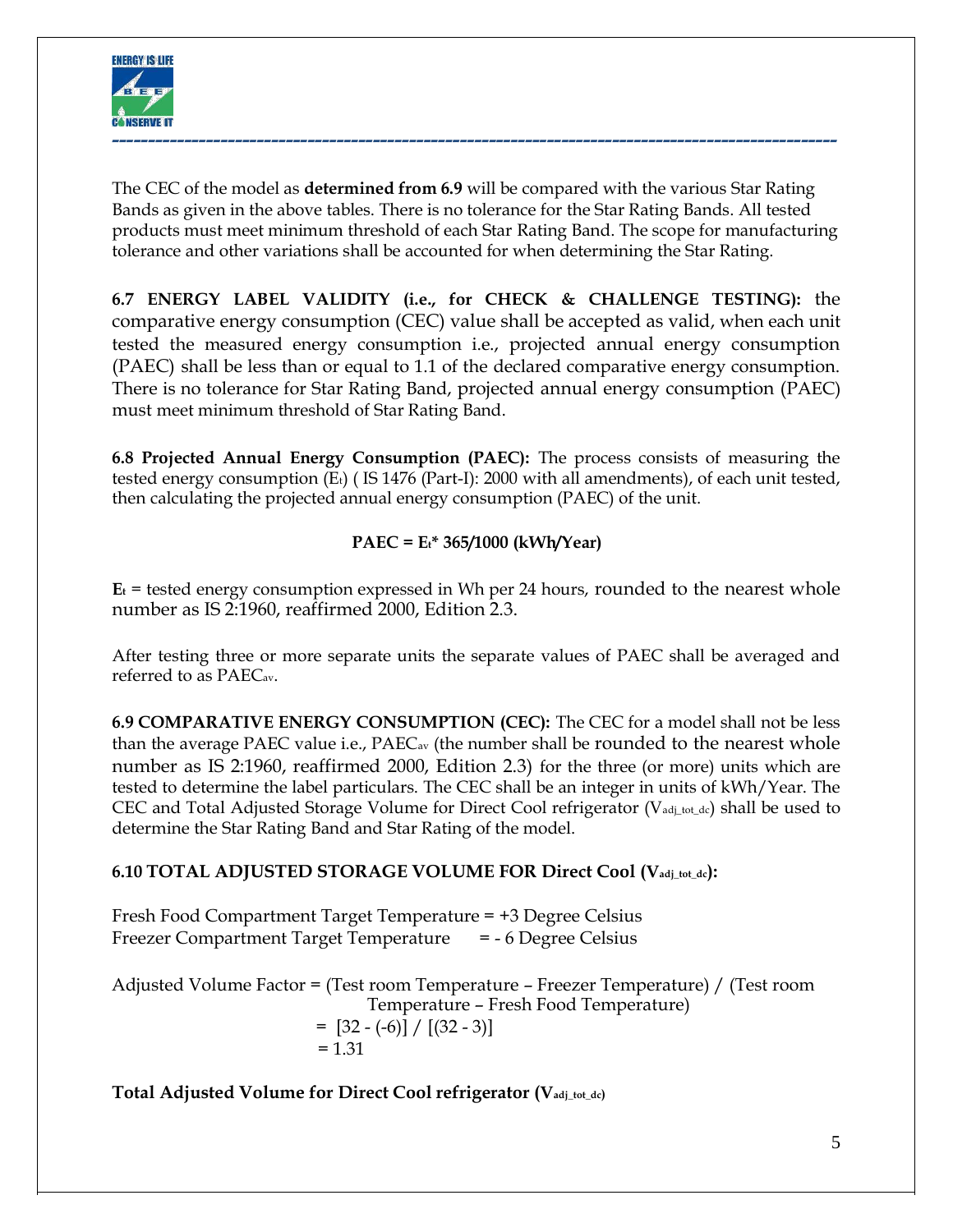The CEC of the model as **determined from 6.9** will be compared with the various Star Rating Bands as given in the above tables. There is no tolerance for the Star Rating Bands. All tested products must meet minimum threshold of each Star Rating Band. The scope for manufacturing tolerance and other variations shall be accounted for when determining the Star Rating.

**6.7 ENERGY LABEL VALIDITY (i.e., for CHECK & CHALLENGE TESTING):** the comparative energy consumption (CEC) value shall be accepted as valid, when each unit tested the measured energy consumption i.e., projected annual energy consumption (PAEC) shall be less than or equal to 1.1 of the declared comparative energy consumption. There is no tolerance for Star Rating Band, projected annual energy consumption (PAEC) must meet minimum threshold of Star Rating Band.

**6.8 Projected Annual Energy Consumption (PAEC):** The process consists of measuring the tested energy consumption ($E_t$) ( IS 1476 (Part-I): 2000 with all amendments), of each unit tested, then calculating the projected annual energy consumption (PAEC) of the unit.

$$\textbf{PAEC} = \mathbf{E_t * 365/1000} \textbf{ (kWh/Year)}$$

$\mathbf{E_t}$ = tested energy consumption expressed in Wh per 24 hours, rounded to the nearest whole number as IS 2:1960, reaffirmed 2000, Edition 2.3.

After testing three or more separate units the separate values of PAEC shall be averaged and referred to as $PAEC_{av}$.

**6.9 COMPARATIVE ENERGY CONSUMPTION (CEC):** The CEC for a model shall not be less than the average PAEC value i.e., $PAEC_{av}$ (the number shall be rounded to the nearest whole number as IS 2:1960, reaffirmed 2000, Edition 2.3) for the three (or more) units which are tested to determine the label particulars. The CEC shall be an integer in units of kWh/Year. The CEC and Total Adjusted Storage Volume for Direct Cool refrigerator ($V_{adj\_tot\_dc}$) shall be used to determine the Star Rating Band and Star Rating of the model.

**6.10 TOTAL ADJUSTED STORAGE VOLUME FOR Direct Cool ($V_{adj\_tot\_dc}$):**

Fresh Food Compartment Target Temperature = +3 Degree Celsius
Freezer Compartment Target Temperature = - 6 Degree Celsius

Adjusted Volume Factor = (Test room Temperature – Freezer Temperature) / (Test room Temperature – Fresh Food Temperature)

$$= [32 - (-6)] / [(32 - 3)]$$
$$= 1.31$$

**Total Adjusted Volume for Direct Cool refrigerator ($V_{adj\_tot\_dc}$)**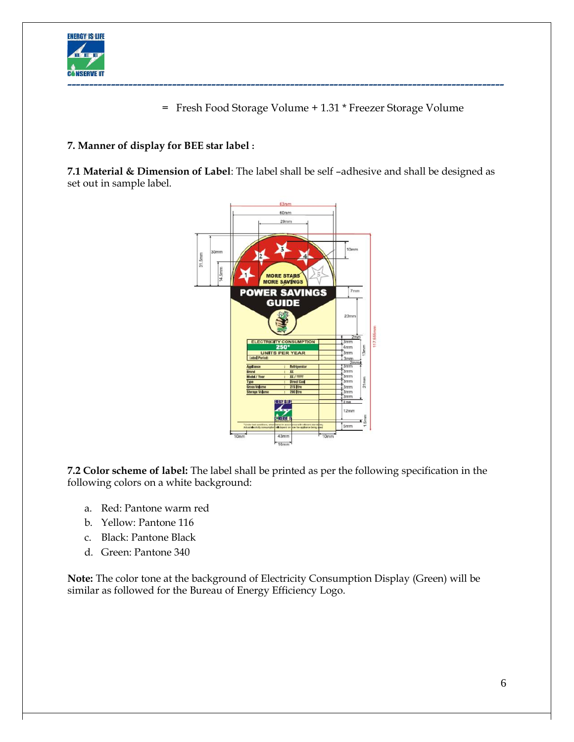= Fresh Food Storage Volume + 1.31 * Freezer Storage Volume

**7. Manner of display for BEE star label :**

**7.1 Material & Dimension of Label**: The label shall be self –adhesive and shall be designed as set out in sample label.

**7.2 Color scheme of label:** The label shall be printed as per the following specification in the following colors on a white background:

a. Red: Pantone warm red
b. Yellow: Pantone 116
c. Black: Pantone Black
d. Green: Pantone 340

**Note:** The color tone at the background of Electricity Consumption Display (Green) will be similar as followed for the Bureau of Energy Efficiency Logo.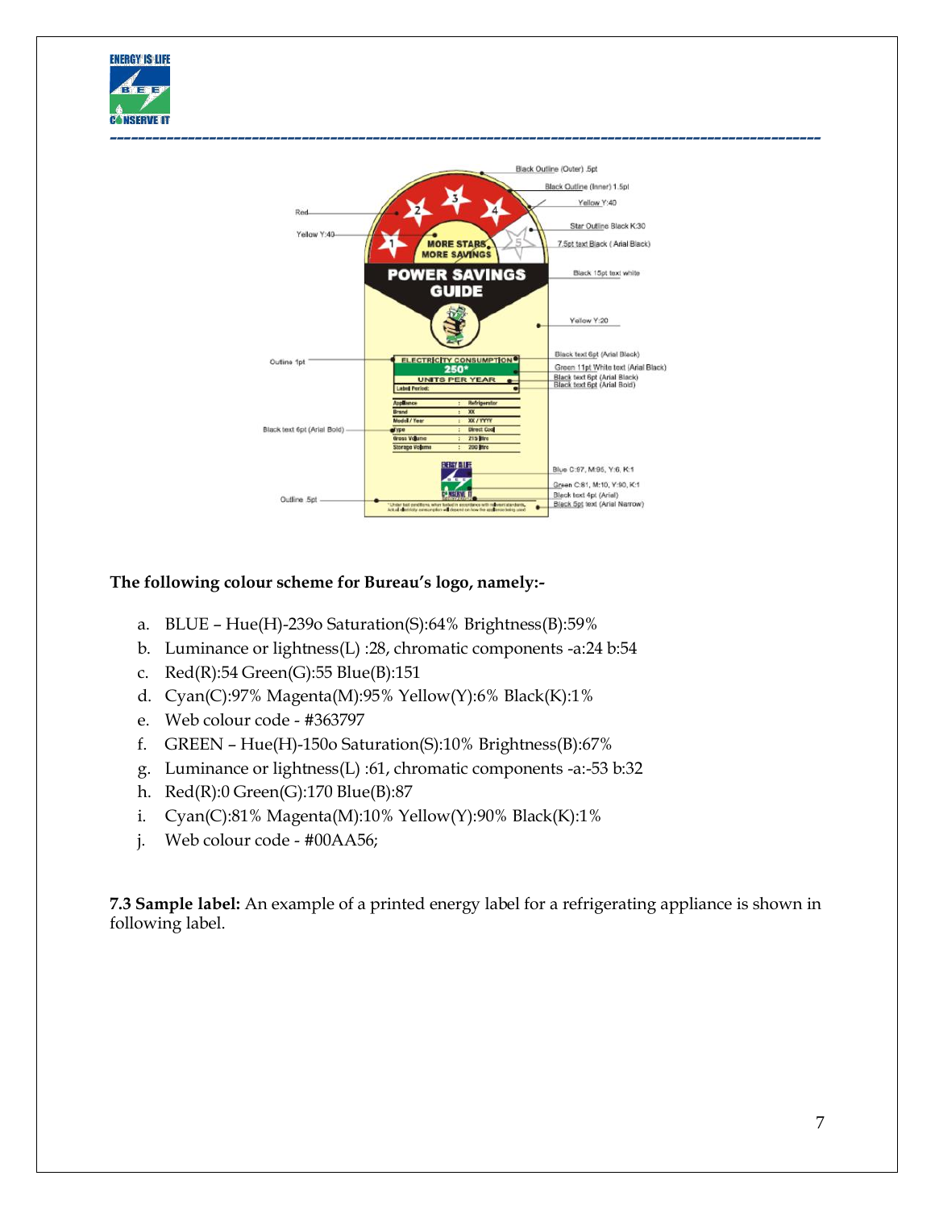**The following colour scheme for Bureau's logo, namely:-**

a. BLUE – Hue(H)-239o Saturation(S):64% Brightness(B):59%
b. Luminance or lightness(L) :28, chromatic components -a:24 b:54
c. Red(R):54 Green(G):55 Blue(B):151
d. Cyan(C):97% Magenta(M):95% Yellow(Y):6% Black(K):1%
e. Web colour code - #363797
f. GREEN – Hue(H)-150o Saturation(S):10% Brightness(B):67%
g. Luminance or lightness(L) :61, chromatic components -a:-53 b:32
h. Red(R):0 Green(G):170 Blue(B):87
i. Cyan(C):81% Magenta(M):10% Yellow(Y):90% Black(K):1%
j. Web colour code - #00AA56;

**7.3 Sample label:** An example of a printed energy label for a refrigerating appliance is shown in following label.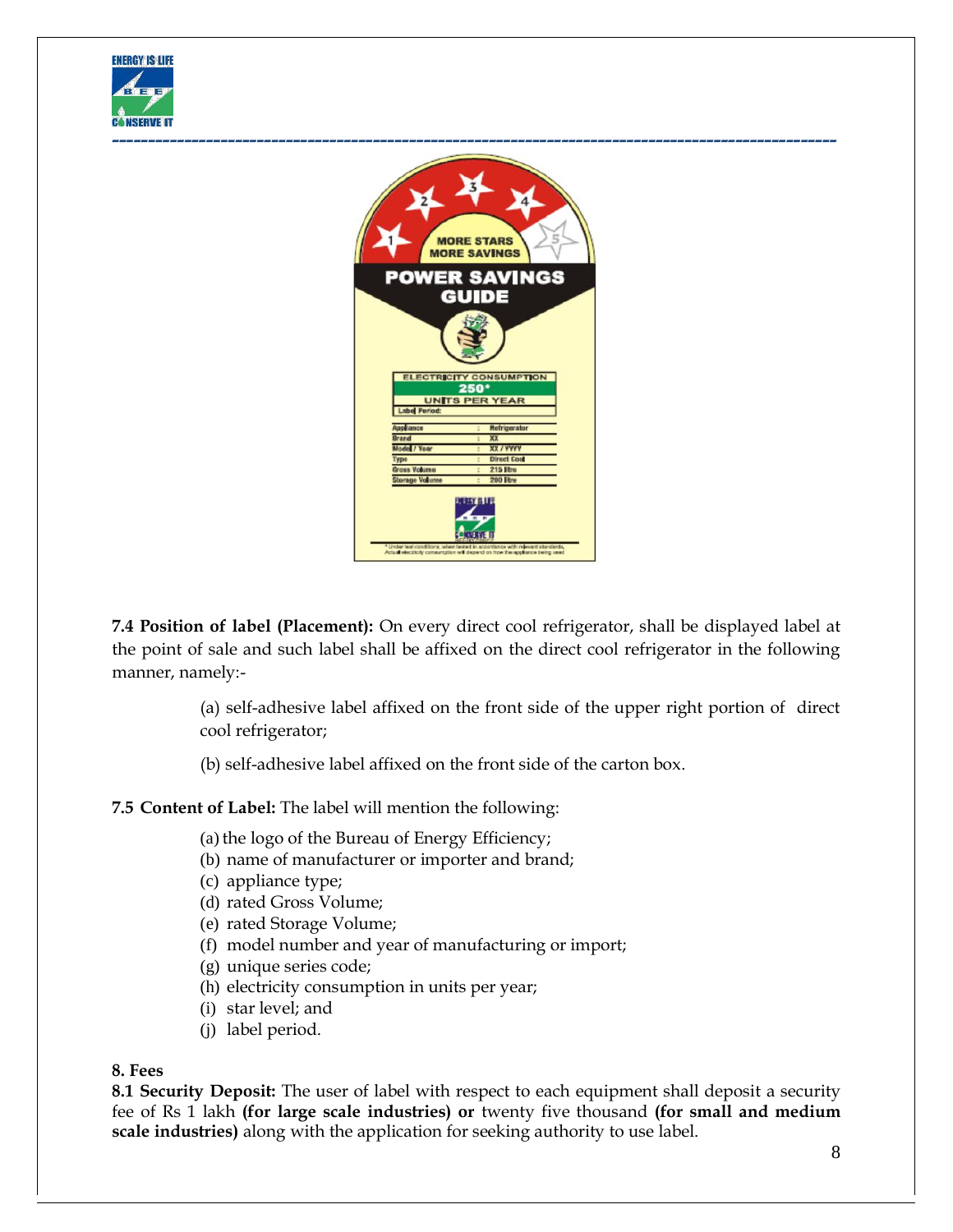**7.4 Position of label (Placement):** On every direct cool refrigerator, shall be displayed label at the point of sale and such label shall be affixed on the direct cool refrigerator in the following manner, namely:-

(a) self-adhesive label affixed on the front side of the upper right portion of direct cool refrigerator;

(b) self-adhesive label affixed on the front side of the carton box.

**7.5 Content of Label:** The label will mention the following:

(a) the logo of the Bureau of Energy Efficiency;
(b) name of manufacturer or importer and brand;
(c) appliance type;
(d) rated Gross Volume;
(e) rated Storage Volume;
(f) model number and year of manufacturing or import;
(g) unique series code;
(h) electricity consumption in units per year;
(i) star level; and
(j) label period.

**8. Fees**

**8.1 Security Deposit:** The user of label with respect to each equipment shall deposit a security fee of Rs 1 lakh **(for large scale industries) or** twenty five thousand **(for small and medium scale industries)** along with the application for seeking authority to use label.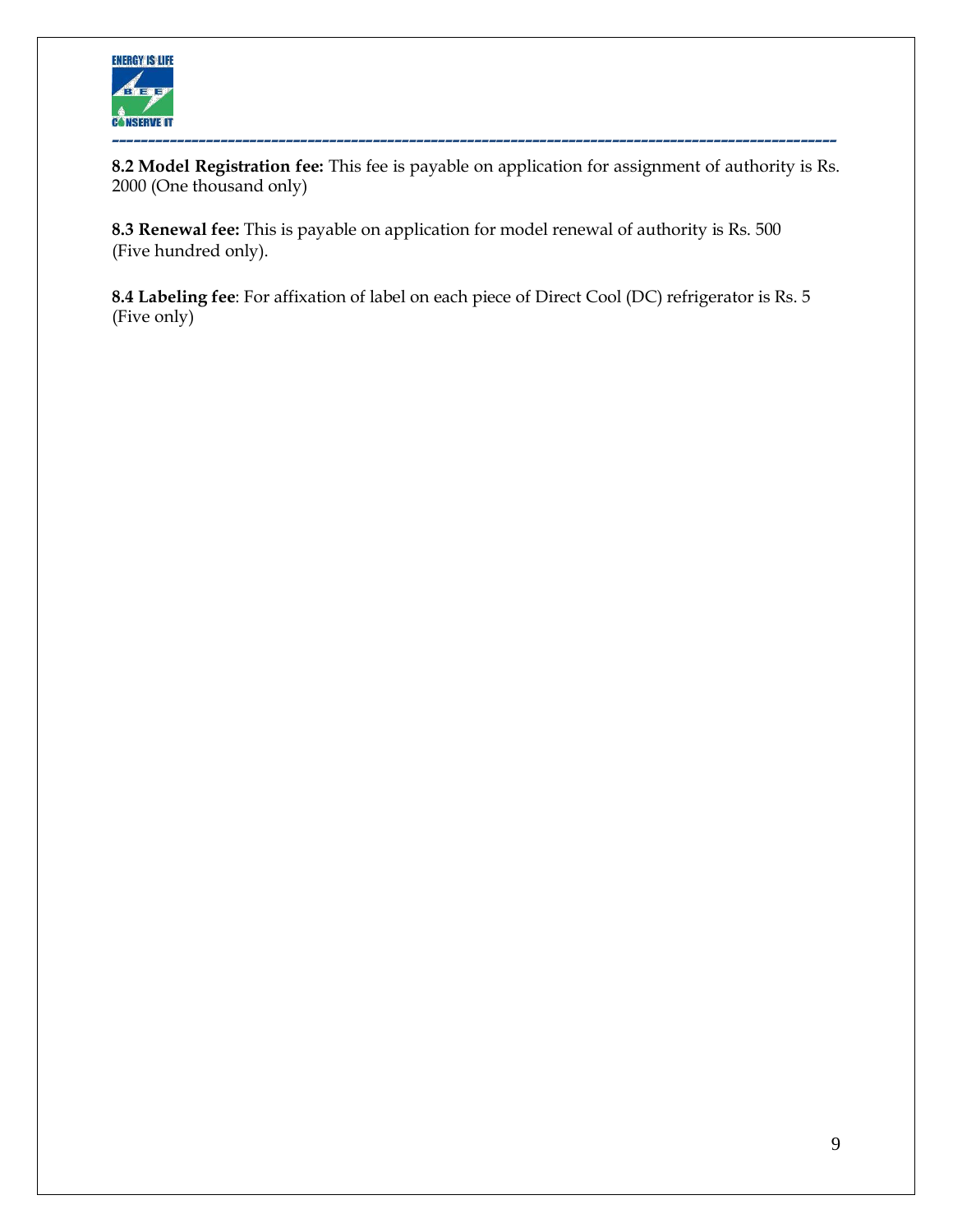**8.2 Model Registration fee:** This fee is payable on application for assignment of authority is Rs. 2000 (One thousand only)

**8.3 Renewal fee:** This is payable on application for model renewal of authority is Rs. 500 (Five hundred only).

**8.4 Labeling fee**: For affixation of label on each piece of Direct Cool (DC) refrigerator is Rs. 5 (Five only)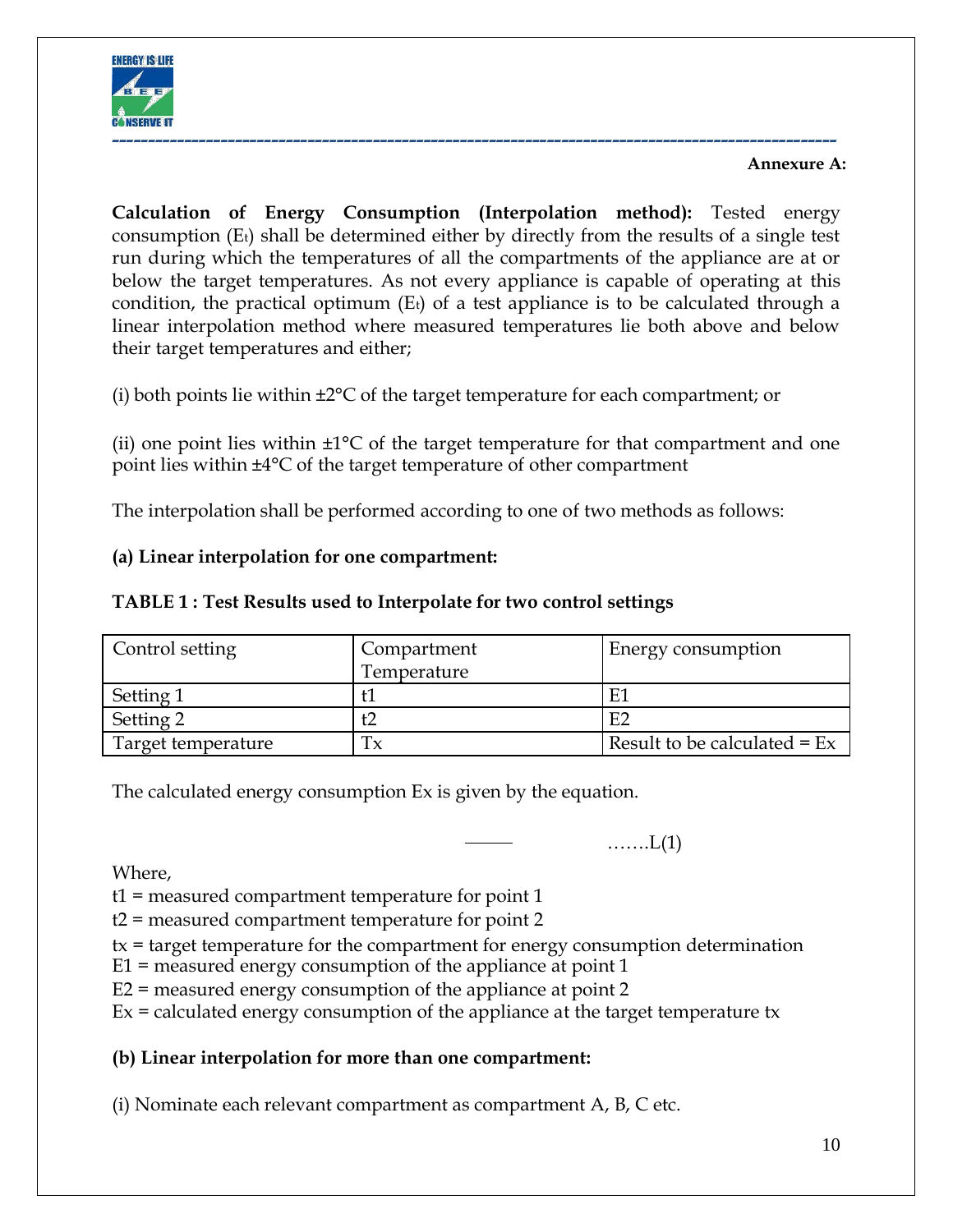**Annexure A:**

**Calculation of Energy Consumption (Interpolation method):** Tested energy consumption ($E_t$) shall be determined either by directly from the results of a single test run during which the temperatures of all the compartments of the appliance are at or below the target temperatures. As not every appliance is capable of operating at this condition, the practical optimum ($E_t$) of a test appliance is to be calculated through a linear interpolation method where measured temperatures lie both above and below their target temperatures and either;

(i) both points lie within ±2°C of the target temperature for each compartment; or

(ii) one point lies within ±1°C of the target temperature for that compartment and one point lies within ±4°C of the target temperature of other compartment

The interpolation shall be performed according to one of two methods as follows:

**(a) Linear interpolation for one compartment:**

**TABLE 1 : Test Results used to Interpolate for two control settings**

| Control setting | Compartment Temperature | Energy consumption |
|---|---|---|
| Setting 1 | t1 | E1 |
| Setting 2 | t2 | E2 |
| Target temperature | Tx | Result to be calculated = Ex |

The calculated energy consumption Ex is given by the equation.

$$ \text{———} \qquad \ldots\ldots\text{L(1)} $$

Where,

t1 = measured compartment temperature for point 1

t2 = measured compartment temperature for point 2

tx = target temperature for the compartment for energy consumption determination

E1 = measured energy consumption of the appliance at point 1

E2 = measured energy consumption of the appliance at point 2

Ex = calculated energy consumption of the appliance at the target temperature tx

**(b) Linear interpolation for more than one compartment:**

(i) Nominate each relevant compartment as compartment A, B, C etc.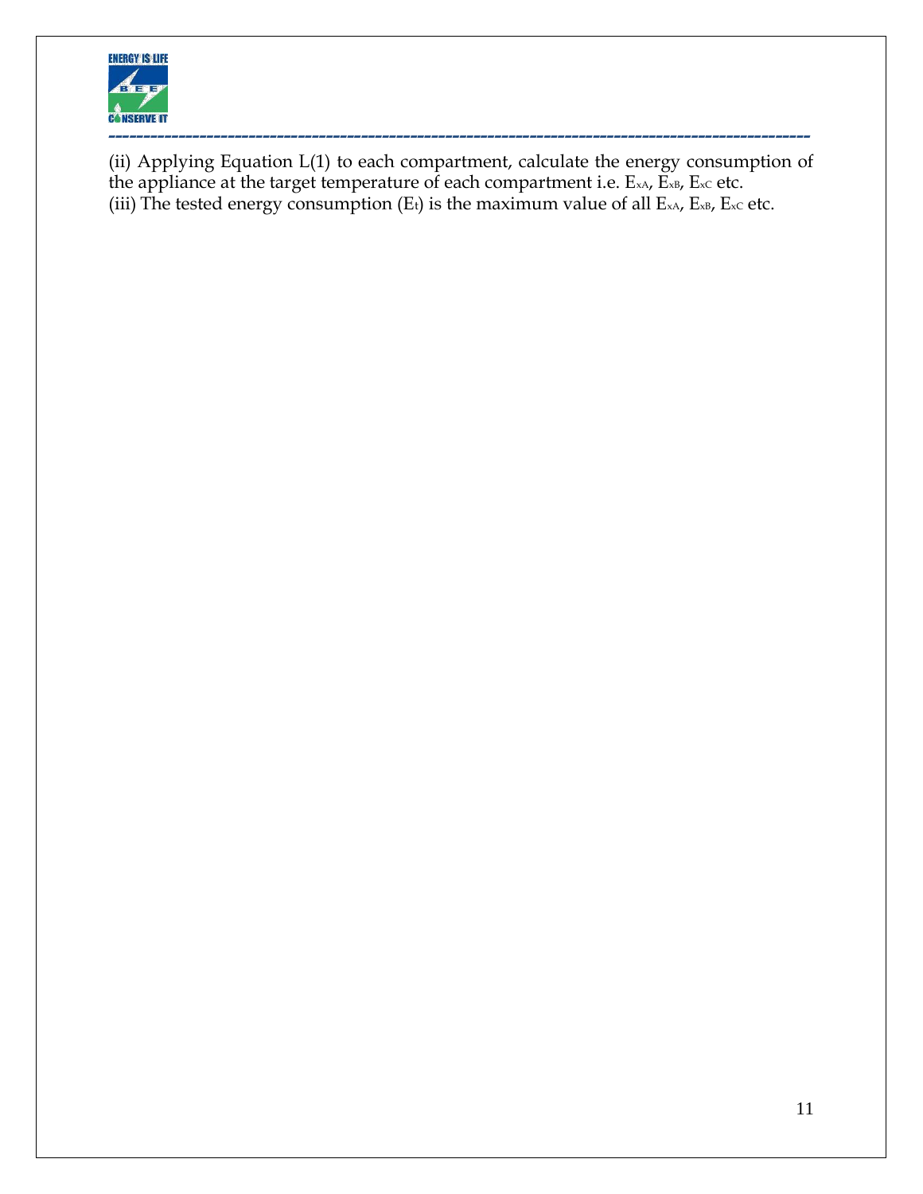(ii) Applying Equation L(1) to each compartment, calculate the energy consumption of the appliance at the target temperature of each compartment i.e. $E_{xA}$, $E_{xB}$, $E_{xC}$ etc.

(iii) The tested energy consumption ($E_t$) is the maximum value of all $E_{xA}$, $E_{xB}$, $E_{xC}$ etc.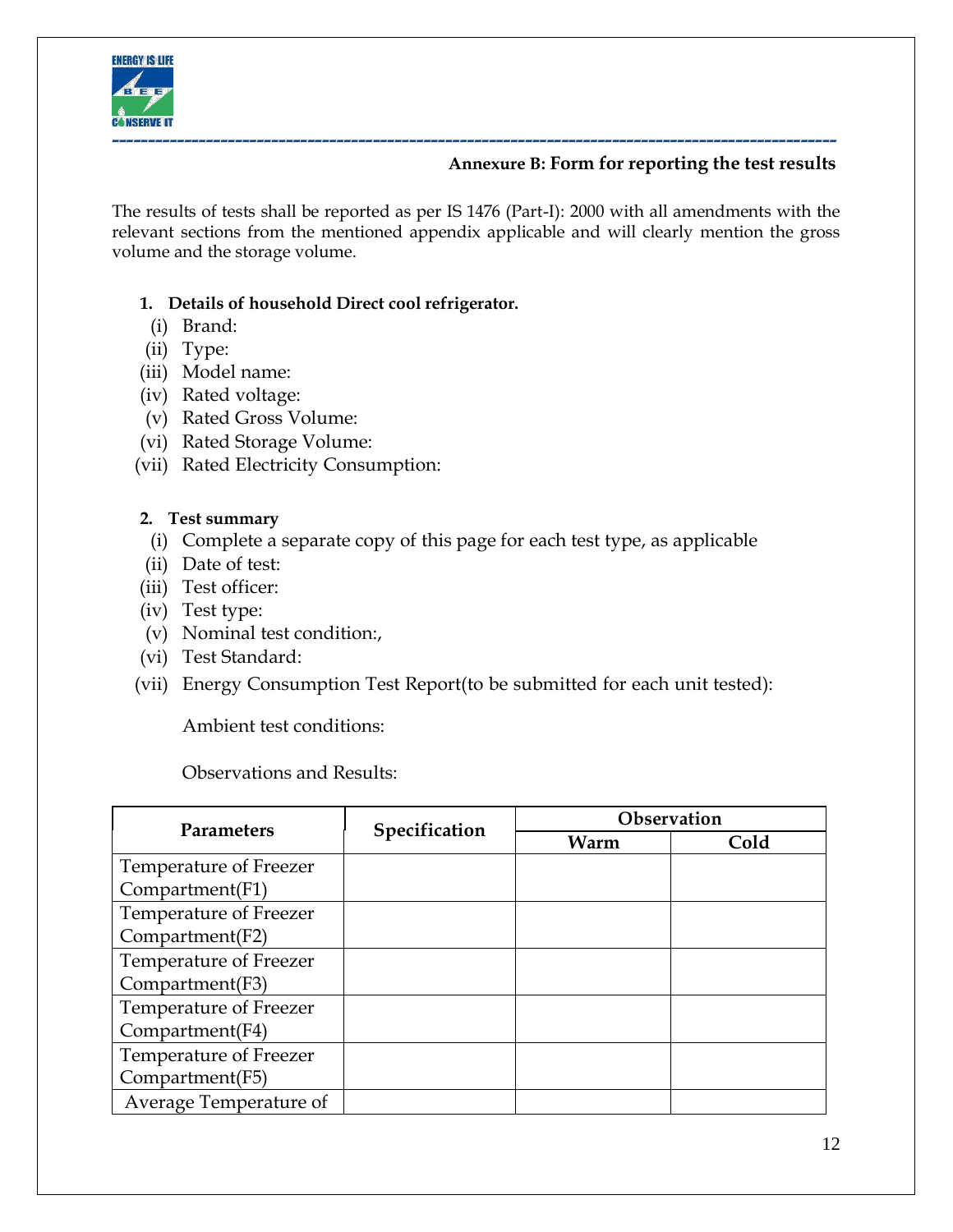## Annexure B: Form for reporting the test results

The results of tests shall be reported as per IS 1476 (Part-I): 2000 with all amendments with the relevant sections from the mentioned appendix applicable and will clearly mention the gross volume and the storage volume.

**1. Details of household Direct cool refrigerator.**

- (i) Brand:
- (ii) Type:
- (iii) Model name:
- (iv) Rated voltage:
- (v) Rated Gross Volume:
- (vi) Rated Storage Volume:
- (vii) Rated Electricity Consumption:

**2. Test summary**

- (i) Complete a separate copy of this page for each test type, as applicable
- (ii) Date of test:
- (iii) Test officer:
- (iv) Test type:
- (v) Nominal test condition:,
- (vi) Test Standard:
- (vii) Energy Consumption Test Report(to be submitted for each unit tested):

Ambient test conditions:

Observations and Results:

| Parameters | Specification | Observation | |
|---|---|---|---|
| | | Warm | Cold |
| Temperature of Freezer Compartment(F1) | | | |
| Temperature of Freezer Compartment(F2) | | | |
| Temperature of Freezer Compartment(F3) | | | |
| Temperature of Freezer Compartment(F4) | | | |
| Temperature of Freezer Compartment(F5) | | | |
| Average Temperature of | | | |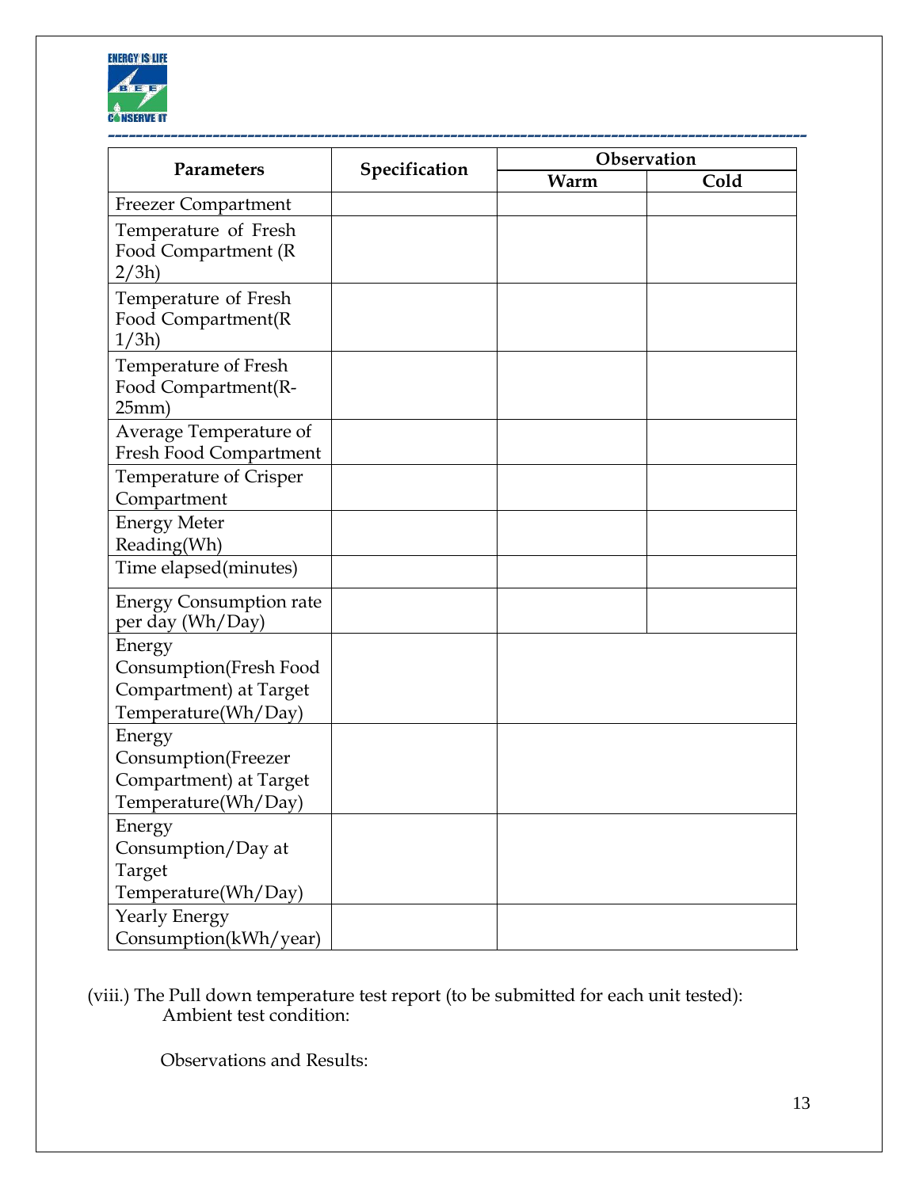| Parameters | Specification | Observation | |
|---|---|---|---|
| | | Warm | Cold |
| Freezer Compartment | | | |
| Temperature of Fresh Food Compartment (R 2/3h) | | | |
| Temperature of Fresh Food Compartment(R 1/3h) | | | |
| Temperature of Fresh Food Compartment(R-25mm) | | | |
| Average Temperature of Fresh Food Compartment | | | |
| Temperature of Crisper Compartment | | | |
| Energy Meter Reading(Wh) | | | |
| Time elapsed(minutes) | | | |
| Energy Consumption rate per day (Wh/Day) | | | |
| Energy Consumption(Fresh Food Compartment) at Target Temperature(Wh/Day) | | | |
| Energy Consumption(Freezer Compartment) at Target Temperature(Wh/Day) | | | |
| Energy Consumption/Day at Target Temperature(Wh/Day) | | | |
| Yearly Energy Consumption(kWh/year) | | | |

(viii.) The Pull down temperature test report (to be submitted for each unit tested):

Ambient test condition:

Observations and Results: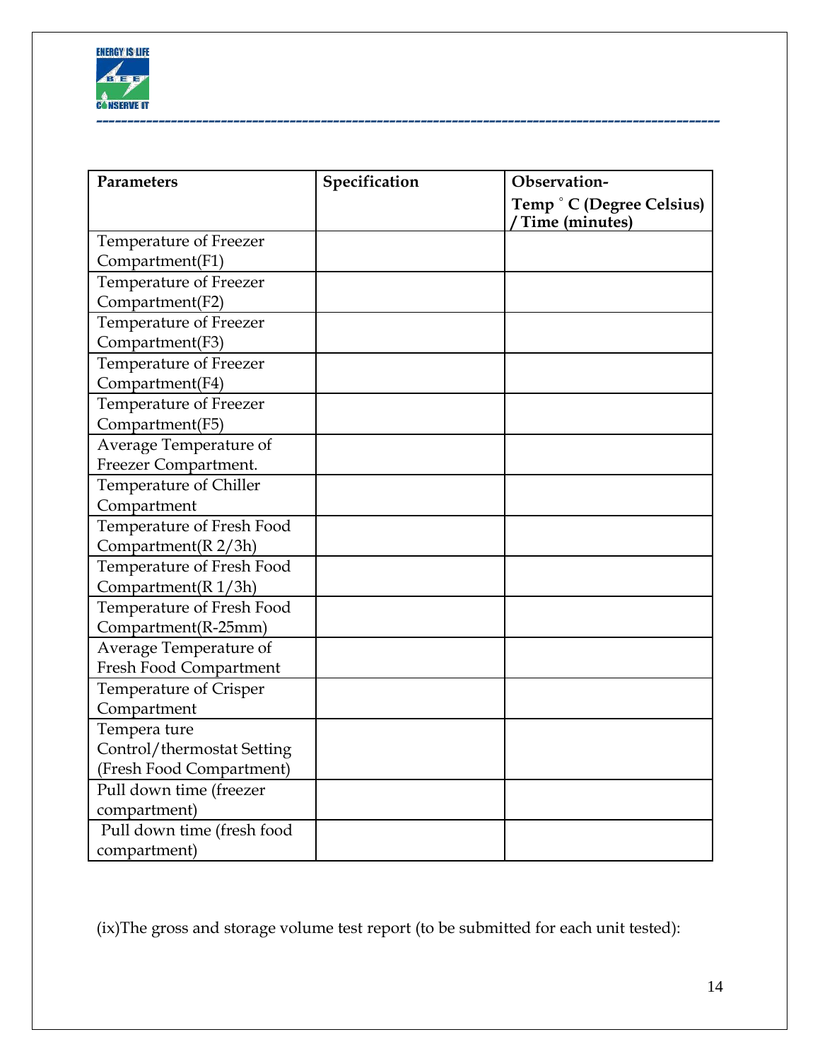| Parameters | Specification | Observation- Temp ˚ C (Degree Celsius) / Time (minutes) |
|---|---|---|
| Temperature of Freezer Compartment(F1) | | |
| Temperature of Freezer Compartment(F2) | | |
| Temperature of Freezer Compartment(F3) | | |
| Temperature of Freezer Compartment(F4) | | |
| Temperature of Freezer Compartment(F5) | | |
| Average Temperature of Freezer Compartment. | | |
| Temperature of Chiller Compartment | | |
| Temperature of Fresh Food Compartment(R 2/3h) | | |
| Temperature of Fresh Food Compartment(R 1/3h) | | |
| Temperature of Fresh Food Compartment(R-25mm) | | |
| Average Temperature of Fresh Food Compartment | | |
| Temperature of Crisper Compartment | | |
| Tempera ture Control/thermostat Setting (Fresh Food Compartment) | | |
| Pull down time (freezer compartment) | | |
| Pull down time (fresh food compartment) | | |

(ix)The gross and storage volume test report (to be submitted for each unit tested):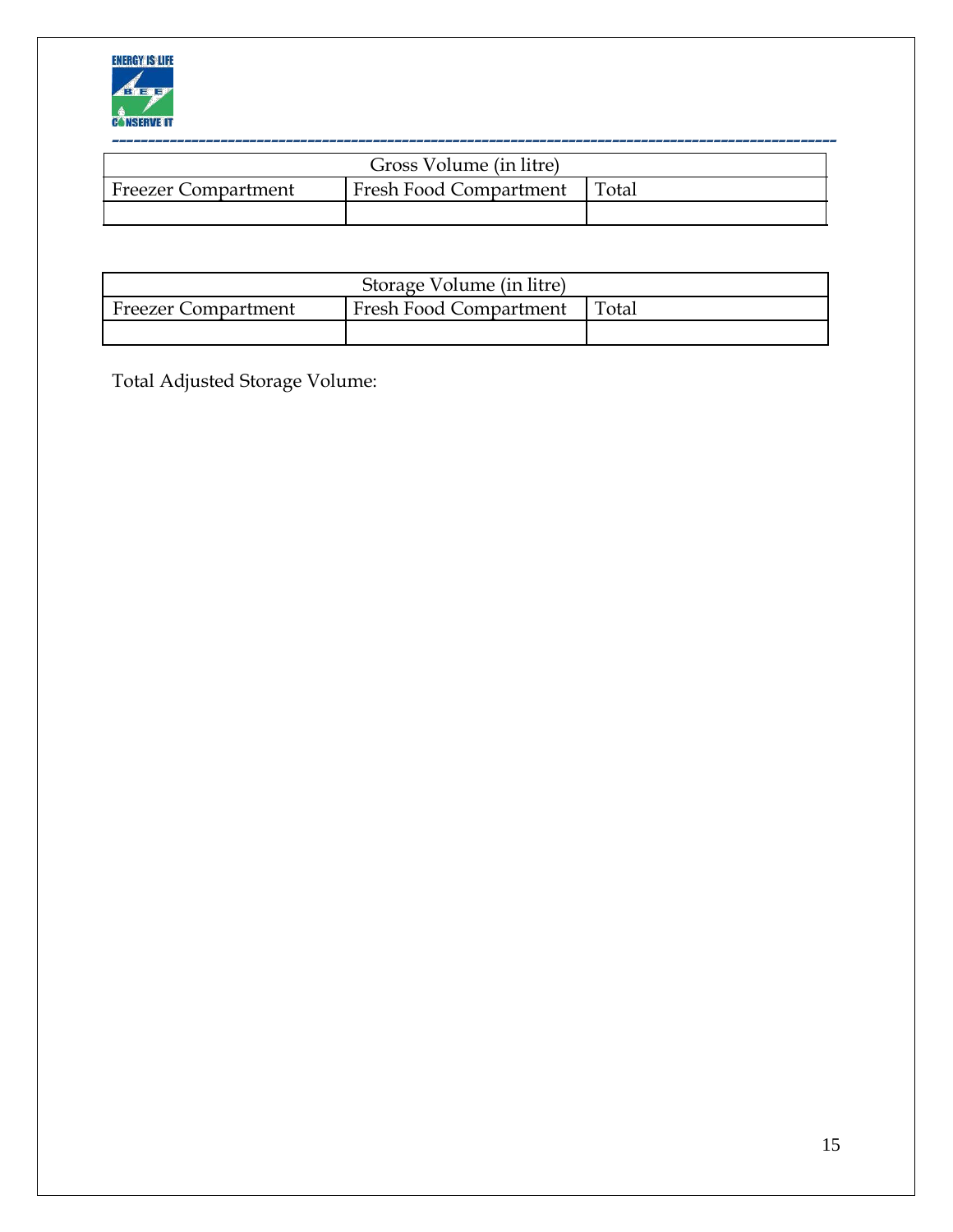| Gross Volume (in litre) | | |
|---|---|---|
| Freezer Compartment | Fresh Food Compartment | Total |
| | | |

| Storage Volume (in litre) | | |
|---|---|---|
| Freezer Compartment | Fresh Food Compartment | Total |
| | | |

Total Adjusted Storage Volume: